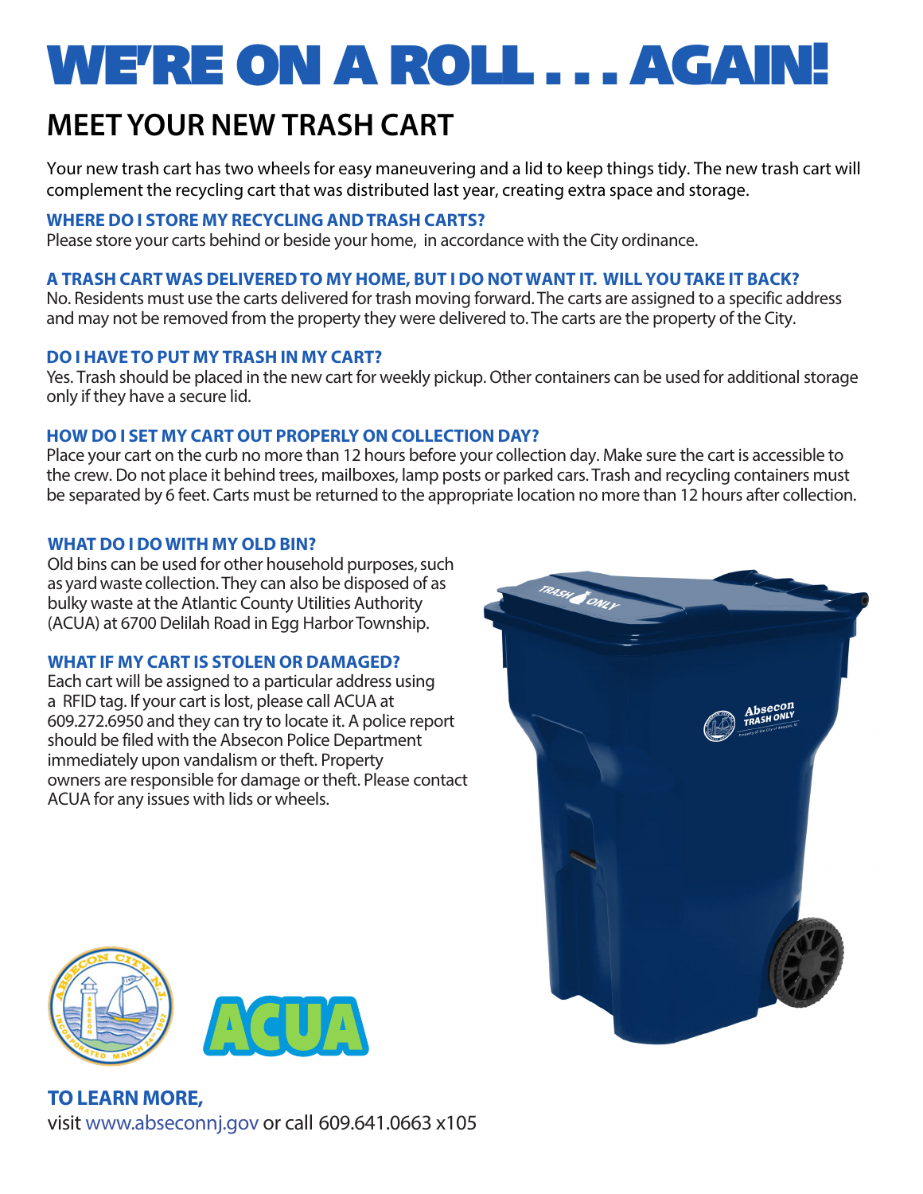# WE'RE ON A ROLL . . . AGAIN!

## MEET YOUR NEW TRASH CART

Your new trash cart has two wheels for easy maneuvering and a lid to keep things tidy. The new trash cart will complement the recycling cart that was distributed last year, creating extra space and storage.

### WHERE DO I STORE MY RECYCLING AND TRASH CARTS?

Please store your carts behind or beside your home, in accordance with the City ordinance.

### A TRASH CART WAS DELIVERED TO MY HOME, BUT I DO NOT WANT IT. WILL YOU TAKE IT BACK?

No. Residents must use the carts delivered for trash moving forward. The carts are assigned to a specific address and may not be removed from the property they were delivered to. The carts are the property of the City.

### DO I HAVE TO PUT MY TRASH IN MY CART?

Yes. Trash should be placed in the new cart for weekly pickup. Other containers can be used for additional storage only if they have a secure lid.

### HOW DO I SET MY CART OUT PROPERLY ON COLLECTION DAY?

Place your cart on the curb no more than 12 hours before your collection day. Make sure the cart is accessible to the crew. Do not place it behind trees, mailboxes, lamp posts or parked cars. Trash and recycling containers must be separated by 6 feet. Carts must be returned to the appropriate location no more than 12 hours after collection.

### WHAT DO I DO WITH MY OLD BIN?

Old bins can be used for other household purposes, such as yard waste collection. They can also be disposed of as bulky waste at the Atlantic County Utilities Authority (ACUA) at 6700 Delilah Road in Egg Harbor Township.

### WHAT IF MY CART IS STOLEN OR DAMAGED?

Each cart will be assigned to a particular address using a RFID tag. If your cart is lost, please call ACUA at 609.272.6950 and they can try to locate it. A police report should be filed with the Absecon Police Department immediately upon vandalism or theft. Property owners are responsible for damage or theft. Please contact ACUA for any issues with lids or wheels.

### TO LEARN MORE,

visit www.abseconnj.gov or call 609.641.0663 x105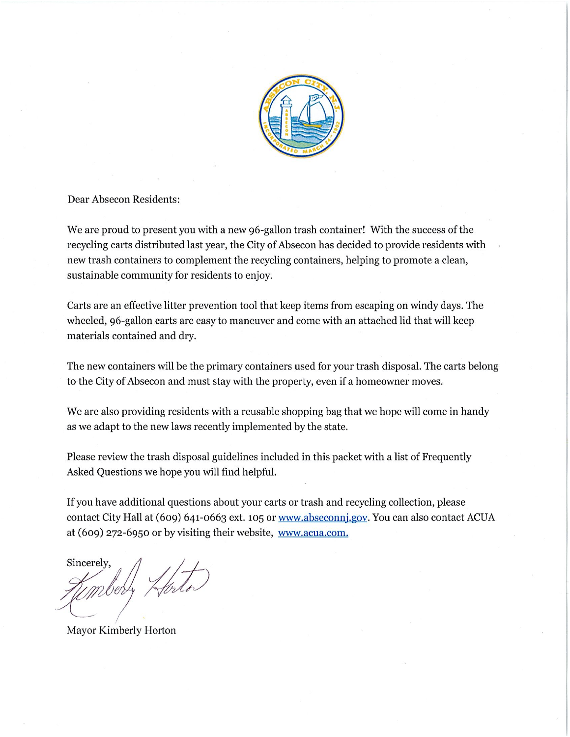Dear Absecon Residents:

We are proud to present you with a new 96-gallon trash container! With the success of the recycling carts distributed last year, the City of Absecon has decided to provide residents with new trash containers to complement the recycling containers, helping to promote a clean, sustainable community for residents to enjoy.

Carts are an effective litter prevention tool that keep items from escaping on windy days. The wheeled, 96-gallon carts are easy to maneuver and come with an attached lid that will keep materials contained and dry.

The new containers will be the primary containers used for your trash disposal. The carts belong to the City of Absecon and must stay with the property, even if a homeowner moves.

We are also providing residents with a reusable shopping bag that we hope will come in handy as we adapt to the new laws recently implemented by the state.

Please review the trash disposal guidelines included in this packet with a list of Frequently Asked Questions we hope you will find helpful.

If you have additional questions about your carts or trash and recycling collection, please contact City Hall at (609) 641-0663 ext. 105 or www.abseconnj.gov. You can also contact ACUA at (609) 272-6950 or by visiting their website, www.acua.com.

Sincerely,

Kimberly Horton

Mayor Kimberly Horton